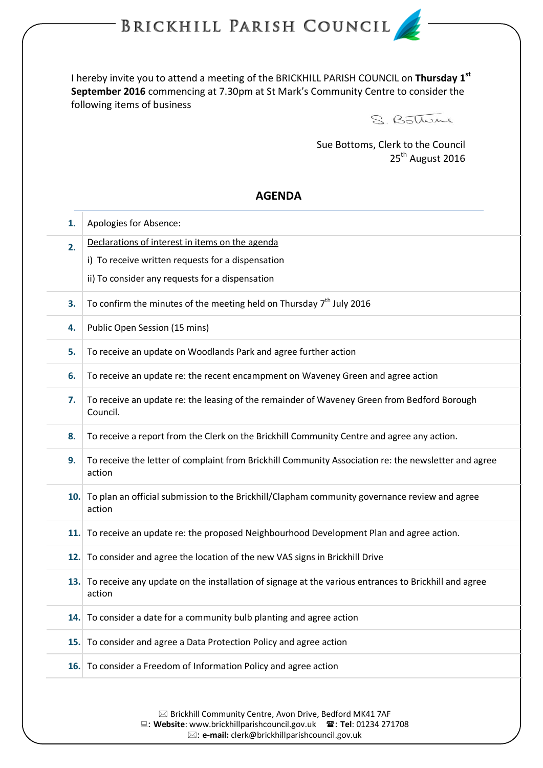# BRICKHILL PARISH COUNCIL

I hereby invite you to attend a meeting of the BRICKHILL PARISH COUNCIL on **Thursday 1st September 2016** commencing at 7.30pm at St Mark's Community Centre to consider the following items of business

S. Bottoms

Sue Bottoms, Clerk to the Council
25th August 2016

## AGENDA

| | |
|---|---|
| **1.** | Apologies for Absence: |
| **2.** | Declarations of interest in items on the agenda<br>i) To receive written requests for a dispensation<br>ii) To consider any requests for a dispensation |
| **3.** | To confirm the minutes of the meeting held on Thursday 7th July 2016 |
| **4.** | Public Open Session (15 mins) |
| **5.** | To receive an update on Woodlands Park and agree further action |
| **6.** | To receive an update re: the recent encampment on Waveney Green and agree action |
| **7.** | To receive an update re: the leasing of the remainder of Waveney Green from Bedford Borough Council. |
| **8.** | To receive a report from the Clerk on the Brickhill Community Centre and agree any action. |
| **9.** | To receive the letter of complaint from Brickhill Community Association re: the newsletter and agree action |
| **10.** | To plan an official submission to the Brickhill/Clapham community governance review and agree action |
| **11.** | To receive an update re: the proposed Neighbourhood Development Plan and agree action. |
| **12.** | To consider and agree the location of the new VAS signs in Brickhill Drive |
| **13.** | To receive any update on the installation of signage at the various entrances to Brickhill and agree action |
| **14.** | To consider a date for a community bulb planting and agree action |
| **15.** | To consider and agree a Data Protection Policy and agree action |
| **16.** | To consider a Freedom of Information Policy and agree action |

✉ Brickhill Community Centre, Avon Drive, Bedford MK41 7AF
**Website**: www.brickhillparishcouncil.gov.uk ☎: **Tel**: 01234 271708
✉: **e-mail:** clerk@brickhillparishcouncil.gov.uk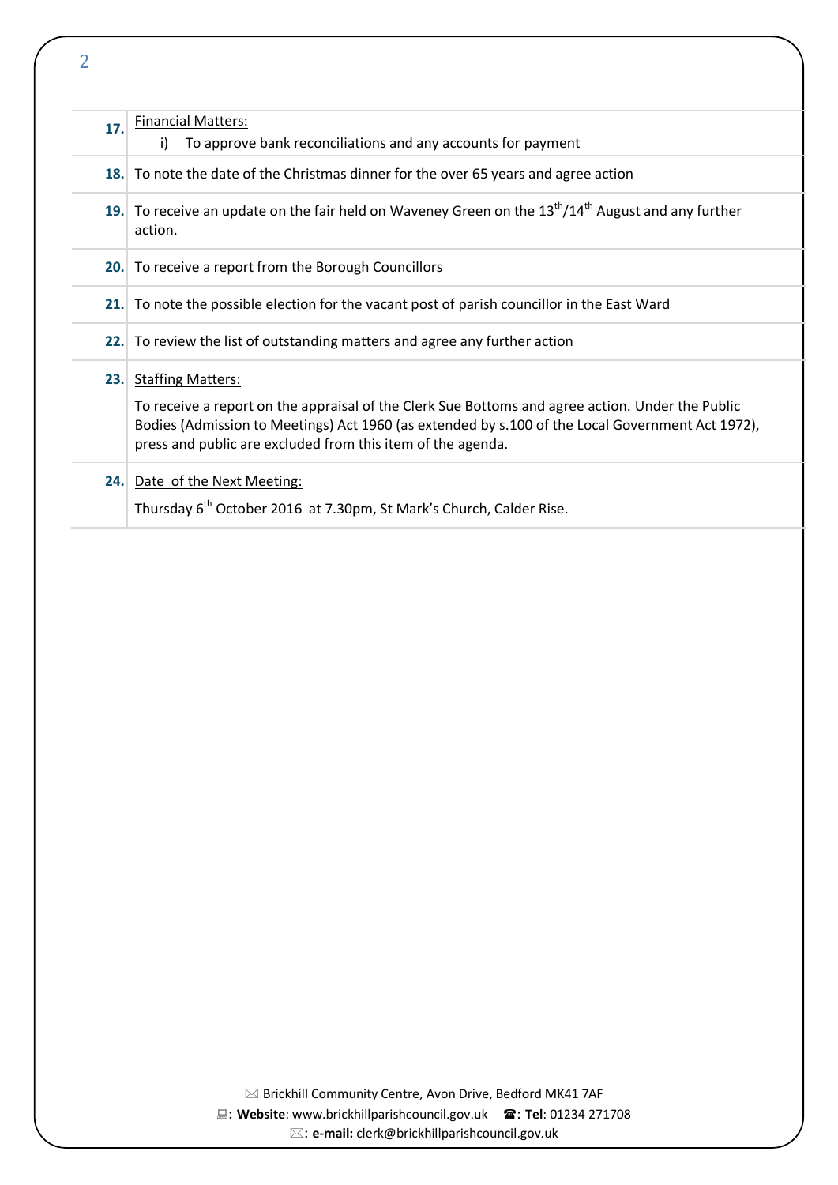| | |
|---|---|
| **17.** | Financial Matters:<br>i) To approve bank reconciliations and any accounts for payment |
| **18.** | To note the date of the Christmas dinner for the over 65 years and agree action |
| **19.** | To receive an update on the fair held on Waveney Green on the 13th/14th August and any further action. |
| **20.** | To receive a report from the Borough Councillors |
| **21.** | To note the possible election for the vacant post of parish councillor in the East Ward |
| **22.** | To review the list of outstanding matters and agree any further action |
| **23.** | Staffing Matters:<br>To receive a report on the appraisal of the Clerk Sue Bottoms and agree action. Under the Public Bodies (Admission to Meetings) Act 1960 (as extended by s.100 of the Local Government Act 1972), press and public are excluded from this item of the agenda. |
| **24.** | Date of the Next Meeting:<br>Thursday 6th October 2016 at 7.30pm, St Mark's Church, Calder Rise. |

✉ Brickhill Community Centre, Avon Drive, Bedford MK41 7AF
**Website**: www.brickhillparishcouncil.gov.uk ☎: **Tel**: 01234 271708
✉: **e-mail:** clerk@brickhillparishcouncil.gov.uk